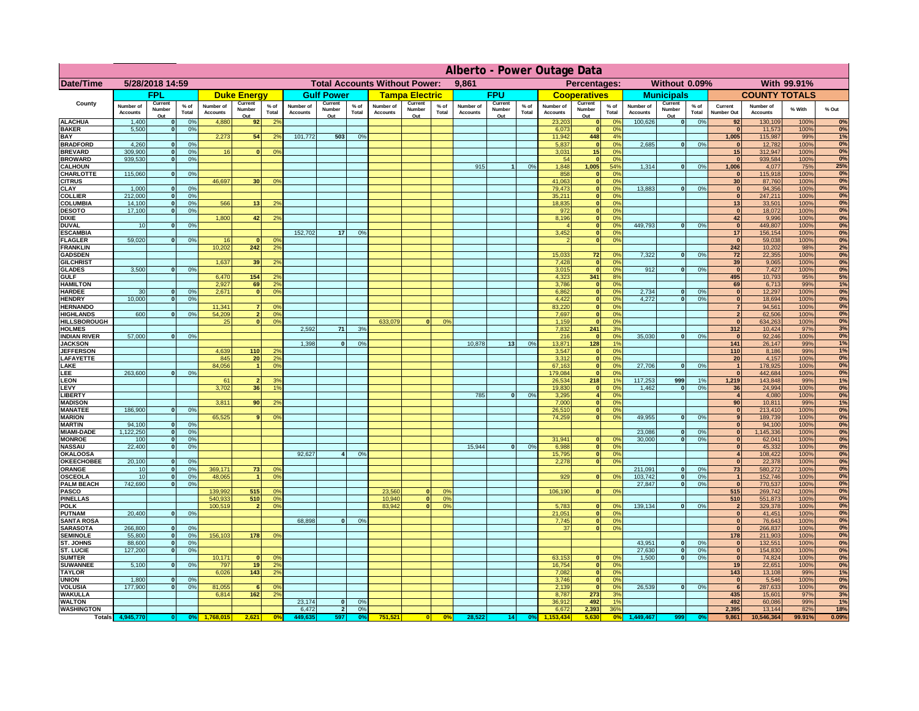# Alberto - Power Outage Data

**Date/Time:** 5/28/2018 14:59 | **Total Accounts Without Power:** 9,861 | **Percentages:** Without 0.09% | With 99.91%

| County | FPL | | | Duke Energy | | | Gulf Power | | | Tampa Electric | | | FPU | | | Cooperatives | | | Municipals | | | COUNTY TOTALS | | | |
|---|---|---|---|---|---|---|---|---|---|---|---|---|---|---|---|---|---|---|---|---|---|---|---|---|---|
| | Number of Accounts | Current Number Out | % of Total | Number of Accounts | Current Number Out | % of Total | Number of Accounts | Current Number Out | % of Total | Number of Accounts | Current Number Out | % of Total | Number of Accounts | Current Number Out | % of Total | Number of Accounts | Current Number Out | % of Total | Number of Accounts | Current Number Out | % of Total | Current Number Out | Number of Accounts | % With | % Out |
| ALACHUA | 1,400 | 0 | 0% | 4,880 | 92 | 2% | | | | | | | | | | 23,203 | 0 | 0% | 100,626 | 0 | 0% | 92 | 130,109 | 100% | 0% |
| BAKER | 5,500 | 0 | 0% | | | | | | | | | | | | | 6,073 | 0 | 0% | | | | 0 | 11,573 | 100% | 0% |
| BAY | | | | 2,273 | 54 | 2% | 101,772 | 503 | 0% | | | | | | | 11,942 | 448 | 4% | | | | 1,005 | 115,987 | 99% | 1% |
| BRADFORD | 4,260 | 0 | 0% | | | | | | | | | | | | | 5,837 | 0 | 0% | 2,685 | 0 | 0% | 0 | 12,782 | 100% | 0% |
| BREVARD | 309,900 | 0 | 0% | 16 | 0 | 0% | | | | | | | | | | 3,031 | 15 | 0% | | | | 15 | 312,947 | 100% | 0% |
| BROWARD | 939,530 | 0 | 0% | | | | | | | | | | | | | 54 | 0 | 0% | | | | 0 | 939,584 | 100% | 0% |
| CALHOUN | | | | | | | | | | | | | 915 | 1 | 0% | 1,848 | 1,005 | 54% | 1,314 | 0 | 0% | 1,006 | 4,077 | 75% | 25% |
| CHARLOTTE | 115,060 | 0 | 0% | | | | | | | | | | | | | 858 | 0 | 0% | | | | 0 | 115,918 | 100% | 0% |
| CITRUS | | | | 46,697 | 30 | 0% | | | | | | | | | | 41,063 | 0 | 0% | | | | 30 | 87,760 | 100% | 0% |
| CLAY | 1,000 | 0 | 0% | | | | | | | | | | | | | 79,473 | 0 | 0% | 13,883 | 0 | 0% | 0 | 94,356 | 100% | 0% |
| COLLIER | 212,000 | 0 | 0% | | | | | | | | | | | | | 35,211 | 0 | 0% | | | | 0 | 247,211 | 100% | 0% |
| COLUMBIA | 14,100 | 0 | 0% | 566 | 13 | 2% | | | | | | | | | | 18,835 | 0 | 0% | | | | 13 | 33,501 | 100% | 0% |
| DESOTO | 17,100 | 0 | 0% | | | | | | | | | | | | | 972 | 0 | 0% | | | | 0 | 18,072 | 100% | 0% |
| DIXIE | | | | 1,800 | 42 | 2% | | | | | | | | | | 8,196 | 0 | 0% | | | | 42 | 9,996 | 100% | 0% |
| DUVAL | 10 | 0 | 0% | | | | | | | | | | | | | 4 | 0 | 0% | 449,793 | 0 | 0% | 0 | 449,807 | 100% | 0% |
| ESCAMBIA | | | | | | | 152,702 | 17 | 0% | | | | | | | 3,452 | 0 | 0% | | | | 17 | 156,154 | 100% | 0% |
| FLAGLER | 59,020 | 0 | 0% | 16 | 0 | 0% | | | | | | | | | | 2 | 0 | 0% | | | | 0 | 59,038 | 100% | 0% |
| FRANKLIN | | | | 10,202 | 242 | 2% | | | | | | | | | | | | | | | | 242 | 10,202 | 98% | 2% |
| GADSDEN | | | | | | | | | | | | | | | | 15,033 | 72 | 0% | 7,322 | 0 | 0% | 72 | 22,355 | 100% | 0% |
| GILCHRIST | | | | 1,637 | 39 | 2% | | | | | | | | | | 7,428 | 0 | 0% | | | | 39 | 9,065 | 100% | 0% |
| GLADES | 3,500 | 0 | 0% | | | | | | | | | | | | | 3,015 | 0 | 0% | 912 | 0 | 0% | 0 | 7,427 | 100% | 0% |
| GULF | | | | 6,470 | 154 | 2% | | | | | | | | | | 4,323 | 341 | 8% | | | | 495 | 10,793 | 95% | 5% |
| HAMILTON | | | | 2,927 | 69 | 2% | | | | | | | | | | 3,786 | 0 | 0% | | | | 69 | 6,713 | 99% | 1% |
| HARDEE | 30 | 0 | 0% | 2,671 | 0 | 0% | | | | | | | | | | 6,862 | 0 | 0% | 2,734 | 0 | 0% | 0 | 12,297 | 100% | 0% |
| HENDRY | 10,000 | 0 | 0% | | | | | | | | | | | | | 4,422 | 0 | 0% | 4,272 | 0 | 0% | 0 | 18,694 | 100% | 0% |
| HERNANDO | | | | 11,341 | 7 | 0% | | | | | | | | | | 83,220 | 0 | 0% | | | | 7 | 94,561 | 100% | 0% |
| HIGHLANDS | 600 | 0 | 0% | 54,209 | 2 | 0% | | | | | | | | | | 7,697 | 0 | 0% | | | | 2 | 62,506 | 100% | 0% |
| HILLSBOROUGH | | | | 25 | 0 | 0% | | | | 633,079 | 0 | 0% | | | | 1,159 | 0 | 0% | | | | 0 | 634,263 | 100% | 0% |
| HOLMES | | | | | | | 2,592 | 71 | 3% | | | | | | | 7,832 | 241 | 3% | | | | 312 | 10,424 | 97% | 3% |
| INDIAN RIVER | 57,000 | 0 | 0% | | | | | | | | | | | | | 216 | 0 | 0% | 35,030 | 0 | 0% | 0 | 92,246 | 100% | 0% |
| JACKSON | | | | | | | 1,398 | 0 | 0% | | | | 10,878 | 13 | 0% | 13,871 | 128 | 1% | | | | 141 | 26,147 | 99% | 1% |
| JEFFERSON | | | | 4,639 | 110 | 2% | | | | | | | | | | 3,547 | 0 | 0% | | | | 110 | 8,186 | 99% | 1% |
| LAFAYETTE | | | | 845 | 20 | 2% | | | | | | | | | | 3,312 | 0 | 0% | | | | 20 | 4,157 | 100% | 0% |
| LAKE | | | | 84,056 | 1 | 0% | | | | | | | | | | 67,163 | 0 | 0% | 27,706 | 0 | 0% | 1 | 178,925 | 100% | 0% |
| LEE | 263,600 | 0 | 0% | | | | | | | | | | | | | 179,084 | 0 | 0% | | | | 0 | 442,684 | 100% | 0% |
| LEON | | | | 61 | 2 | 3% | | | | | | | | | | 26,534 | 218 | 1% | 117,253 | 999 | 1% | 1,219 | 143,848 | 99% | 1% |
| LEVY | | | | 3,702 | 36 | 1% | | | | | | | | | | 19,830 | 0 | 0% | 1,462 | 0 | 0% | 36 | 24,994 | 100% | 0% |
| LIBERTY | | | | | | | | | | | | | 785 | 0 | 0% | 3,295 | 4 | 0% | | | | 4 | 4,080 | 100% | 0% |
| MADISON | | | | 3,811 | 90 | 2% | | | | | | | | | | 7,000 | 0 | 0% | | | | 90 | 10,811 | 99% | 1% |
| MANATEE | 186,900 | 0 | 0% | | | | | | | | | | | | | 26,510 | 0 | 0% | | | | 0 | 213,410 | 100% | 0% |
| MARION | | | | 65,525 | 9 | 0% | | | | | | | | | | 74,259 | 0 | 0% | 49,955 | 0 | 0% | 9 | 189,739 | 100% | 0% |
| MARTIN | 94,100 | 0 | 0% | | | | | | | | | | | | | | | | | | | 0 | 94,100 | 100% | 0% |
| MIAMI-DADE | 1,122,250 | 0 | 0% | | | | | | | | | | | | | | | | 23,086 | 0 | 0% | 0 | 1,145,336 | 100% | 0% |
| MONROE | 100 | 0 | 0% | | | | | | | | | | | | | 31,941 | 0 | 0% | 30,000 | 0 | 0% | 0 | 62,041 | 100% | 0% |
| NASSAU | 22,400 | 0 | 0% | | | | | | | | | | 15,944 | 0 | 0% | 6,988 | 0 | 0% | | | | 0 | 45,332 | 100% | 0% |
| OKALOOSA | | | | | | | 92,627 | 4 | 0% | | | | | | | 15,795 | 0 | 0% | | | | 4 | 108,422 | 100% | 0% |
| OKEECHOBEE | 20,100 | 0 | 0% | | | | | | | | | | | | | 2,278 | 0 | 0% | | | | 0 | 22,378 | 100% | 0% |
| ORANGE | 10 | 0 | 0% | 369,171 | 73 | 0% | | | | | | | | | | | | | 211,091 | 0 | 0% | 73 | 580,272 | 100% | 0% |
| OSCEOLA | 10 | 0 | 0% | 48,065 | 1 | 0% | | | | | | | | | | 929 | 0 | 0% | 103,742 | 0 | 0% | 1 | 152,746 | 100% | 0% |
| PALM BEACH | 742,690 | 0 | 0% | | | | | | | | | | | | | | | | 27,847 | 0 | 0% | 0 | 770,537 | 100% | 0% |
| PASCO | | | | 139,992 | 515 | 0% | | | | 23,560 | 0 | 0% | | | | 106,190 | 0 | 0% | | | | 515 | 269,742 | 100% | 0% |
| PINELLAS | | | | 540,933 | 510 | 0% | | | | 10,940 | 0 | 0% | | | | | | | | | | 510 | 551,873 | 100% | 0% |
| POLK | | | | 100,519 | 2 | 0% | | | | 83,942 | 0 | 0% | | | | 5,783 | 0 | 0% | 139,134 | 0 | 0% | 2 | 329,378 | 100% | 0% |
| PUTNAM | 20,400 | 0 | 0% | | | | | | | | | | | | | 21,051 | 0 | 0% | | | | 0 | 41,451 | 100% | 0% |
| SANTA ROSA | | | | | | | 68,898 | 0 | 0% | | | | | | | 7,745 | 0 | 0% | | | | 0 | 76,643 | 100% | 0% |
| SARASOTA | 266,800 | 0 | 0% | | | | | | | | | | | | | 37 | 0 | 0% | | | | 0 | 266,837 | 100% | 0% |
| SEMINOLE | 55,800 | 0 | 0% | 156,103 | 178 | 0% | | | | | | | | | | | | | | | | 178 | 211,903 | 100% | 0% |
| ST. JOHNS | 88,600 | 0 | 0% | | | | | | | | | | | | | | | | 43,951 | 0 | 0% | 0 | 132,551 | 100% | 0% |
| ST. LUCIE | 127,200 | 0 | 0% | | | | | | | | | | | | | | | | 27,630 | 0 | 0% | 0 | 154,830 | 100% | 0% |
| SUMTER | | | | 10,171 | 0 | 0% | | | | | | | | | | 63,153 | 0 | 0% | 1,500 | 0 | 0% | 0 | 74,824 | 100% | 0% |
| SUWANNEE | 5,100 | 0 | 0% | 797 | 19 | 2% | | | | | | | | | | 16,754 | 0 | 0% | | | | 19 | 22,651 | 100% | 0% |
| TAYLOR | | | | 6,026 | 143 | 2% | | | | | | | | | | 7,082 | 0 | 0% | | | | 143 | 13,108 | 99% | 1% |
| UNION | 1,800 | 0 | 0% | | | | | | | | | | | | | 3,746 | 0 | 0% | | | | 0 | 5,546 | 100% | 0% |
| VOLUSIA | 177,900 | 0 | 0% | 81,055 | 6 | 0% | | | | | | | | | | 2,139 | 0 | 0% | 26,539 | 0 | 0% | 6 | 287,633 | 100% | 0% |
| WAKULLA | | | | 6,814 | 162 | 2% | | | | | | | | | | 8,787 | 273 | 3% | | | | 435 | 15,601 | 97% | 3% |
| WALTON | | | | | | | 23,174 | 0 | 0% | | | | | | | 36,912 | 492 | 1% | | | | 492 | 60,086 | 99% | 1% |
| WASHINGTON | | | | | | | 6,472 | 2 | 0% | | | | | | | 6,672 | 2,393 | 36% | | | | 2,395 | 13,144 | 82% | 18% |
| **Totals** | 4,945,770 | 0 | 0% | 1,768,015 | 2,621 | 0% | 449,635 | 597 | 0% | 751,521 | 0 | 0% | 28,522 | 14 | 0% | 1,153,434 | 5,630 | 0% | 1,449,467 | 999 | 0% | 9,861 | 10,546,364 | 99.91% | 0.09% |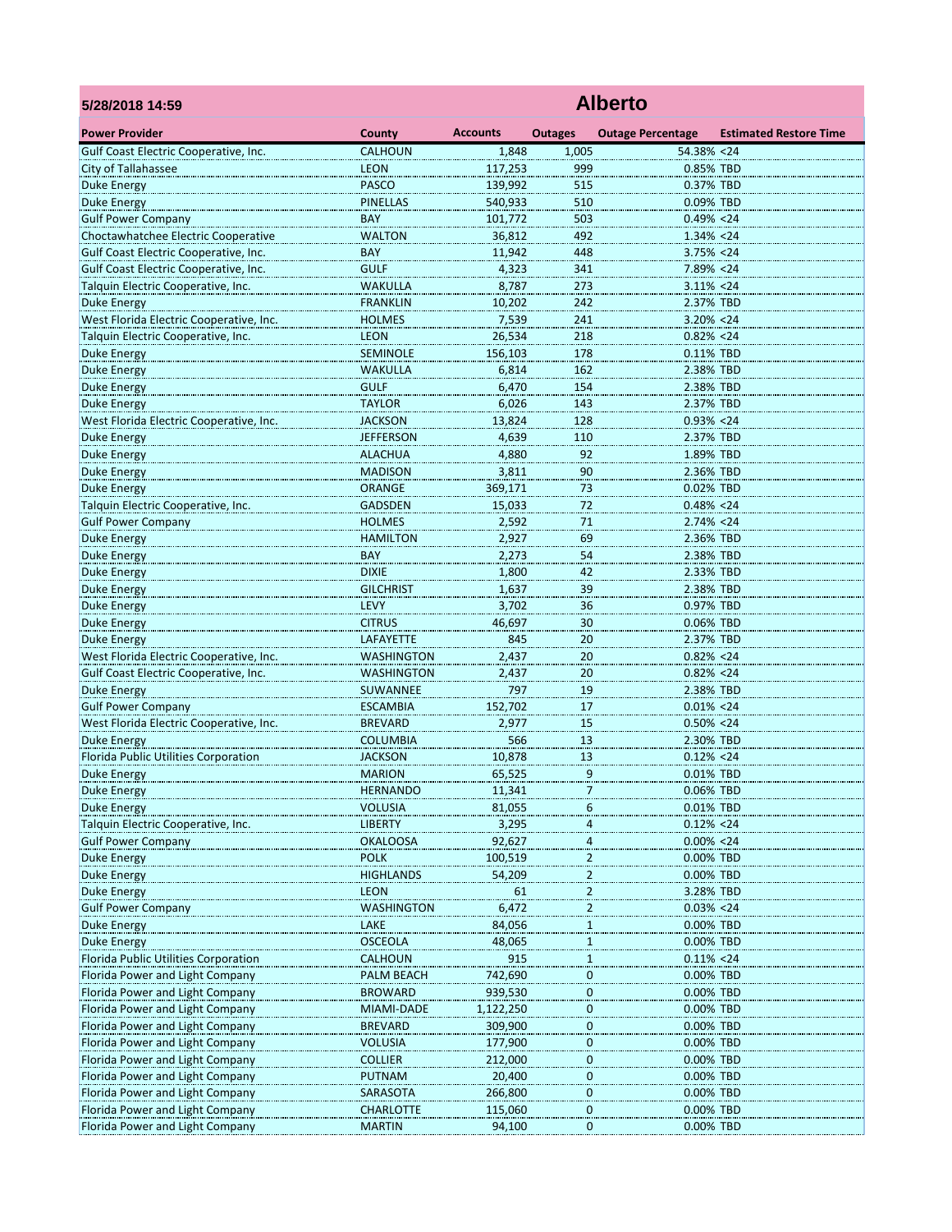**5/28/2018 14:59**

# Alberto

| Power Provider | County | Accounts | Outages | Outage Percentage | Estimated Restore Time |
|---|---|---|---|---|---|
| Gulf Coast Electric Cooperative, Inc. | CALHOUN | 1,848 | 1,005 | 54.38% | <24 |
| City of Tallahassee | LEON | 117,253 | 999 | 0.85% | TBD |
| Duke Energy | PASCO | 139,992 | 515 | 0.37% | TBD |
| Duke Energy | PINELLAS | 540,933 | 510 | 0.09% | TBD |
| Gulf Power Company | BAY | 101,772 | 503 | 0.49% | <24 |
| Choctawhatchee Electric Cooperative | WALTON | 36,812 | 492 | 1.34% | <24 |
| Gulf Coast Electric Cooperative, Inc. | BAY | 11,942 | 448 | 3.75% | <24 |
| Gulf Coast Electric Cooperative, Inc. | GULF | 4,323 | 341 | 7.89% | <24 |
| Talquin Electric Cooperative, Inc. | WAKULLA | 8,787 | 273 | 3.11% | <24 |
| Duke Energy | FRANKLIN | 10,202 | 242 | 2.37% | TBD |
| West Florida Electric Cooperative, Inc. | HOLMES | 7,539 | 241 | 3.20% | <24 |
| Talquin Electric Cooperative, Inc. | LEON | 26,534 | 218 | 0.82% | <24 |
| Duke Energy | SEMINOLE | 156,103 | 178 | 0.11% | TBD |
| Duke Energy | WAKULLA | 6,814 | 162 | 2.38% | TBD |
| Duke Energy | GULF | 6,470 | 154 | 2.38% | TBD |
| Duke Energy | TAYLOR | 6,026 | 143 | 2.37% | TBD |
| West Florida Electric Cooperative, Inc. | JACKSON | 13,824 | 128 | 0.93% | <24 |
| Duke Energy | JEFFERSON | 4,639 | 110 | 2.37% | TBD |
| Duke Energy | ALACHUA | 4,880 | 92 | 1.89% | TBD |
| Duke Energy | MADISON | 3,811 | 90 | 2.36% | TBD |
| Duke Energy | ORANGE | 369,171 | 73 | 0.02% | TBD |
| Talquin Electric Cooperative, Inc. | GADSDEN | 15,033 | 72 | 0.48% | <24 |
| Gulf Power Company | HOLMES | 2,592 | 71 | 2.74% | <24 |
| Duke Energy | HAMILTON | 2,927 | 69 | 2.36% | TBD |
| Duke Energy | BAY | 2,273 | 54 | 2.38% | TBD |
| Duke Energy | DIXIE | 1,800 | 42 | 2.33% | TBD |
| Duke Energy | GILCHRIST | 1,637 | 39 | 2.38% | TBD |
| Duke Energy | LEVY | 3,702 | 36 | 0.97% | TBD |
| Duke Energy | CITRUS | 46,697 | 30 | 0.06% | TBD |
| Duke Energy | LAFAYETTE | 845 | 20 | 2.37% | TBD |
| West Florida Electric Cooperative, Inc. | WASHINGTON | 2,437 | 20 | 0.82% | <24 |
| Gulf Coast Electric Cooperative, Inc. | WASHINGTON | 2,437 | 20 | 0.82% | <24 |
| Duke Energy | SUWANNEE | 797 | 19 | 2.38% | TBD |
| Gulf Power Company | ESCAMBIA | 152,702 | 17 | 0.01% | <24 |
| West Florida Electric Cooperative, Inc. | BREVARD | 2,977 | 15 | 0.50% | <24 |
| Duke Energy | COLUMBIA | 566 | 13 | 2.30% | TBD |
| Florida Public Utilities Corporation | JACKSON | 10,878 | 13 | 0.12% | <24 |
| Duke Energy | MARION | 65,525 | 9 | 0.01% | TBD |
| Duke Energy | HERNANDO | 11,341 | 7 | 0.06% | TBD |
| Duke Energy | VOLUSIA | 81,055 | 6 | 0.01% | TBD |
| Talquin Electric Cooperative, Inc. | LIBERTY | 3,295 | 4 | 0.12% | <24 |
| Gulf Power Company | OKALOOSA | 92,627 | 4 | 0.00% | <24 |
| Duke Energy | POLK | 100,519 | 2 | 0.00% | TBD |
| Duke Energy | HIGHLANDS | 54,209 | 2 | 0.00% | TBD |
| Duke Energy | LEON | 61 | 2 | 3.28% | TBD |
| Gulf Power Company | WASHINGTON | 6,472 | 2 | 0.03% | <24 |
| Duke Energy | LAKE | 84,056 | 1 | 0.00% | TBD |
| Duke Energy | OSCEOLA | 48,065 | 1 | 0.00% | TBD |
| Florida Public Utilities Corporation | CALHOUN | 915 | 1 | 0.11% | <24 |
| Florida Power and Light Company | PALM BEACH | 742,690 | 0 | 0.00% | TBD |
| Florida Power and Light Company | BROWARD | 939,530 | 0 | 0.00% | TBD |
| Florida Power and Light Company | MIAMI-DADE | 1,122,250 | 0 | 0.00% | TBD |
| Florida Power and Light Company | BREVARD | 309,900 | 0 | 0.00% | TBD |
| Florida Power and Light Company | VOLUSIA | 177,900 | 0 | 0.00% | TBD |
| Florida Power and Light Company | COLLIER | 212,000 | 0 | 0.00% | TBD |
| Florida Power and Light Company | PUTNAM | 20,400 | 0 | 0.00% | TBD |
| Florida Power and Light Company | SARASOTA | 266,800 | 0 | 0.00% | TBD |
| Florida Power and Light Company | CHARLOTTE | 115,060 | 0 | 0.00% | TBD |
| Florida Power and Light Company | MARTIN | 94,100 | 0 | 0.00% | TBD |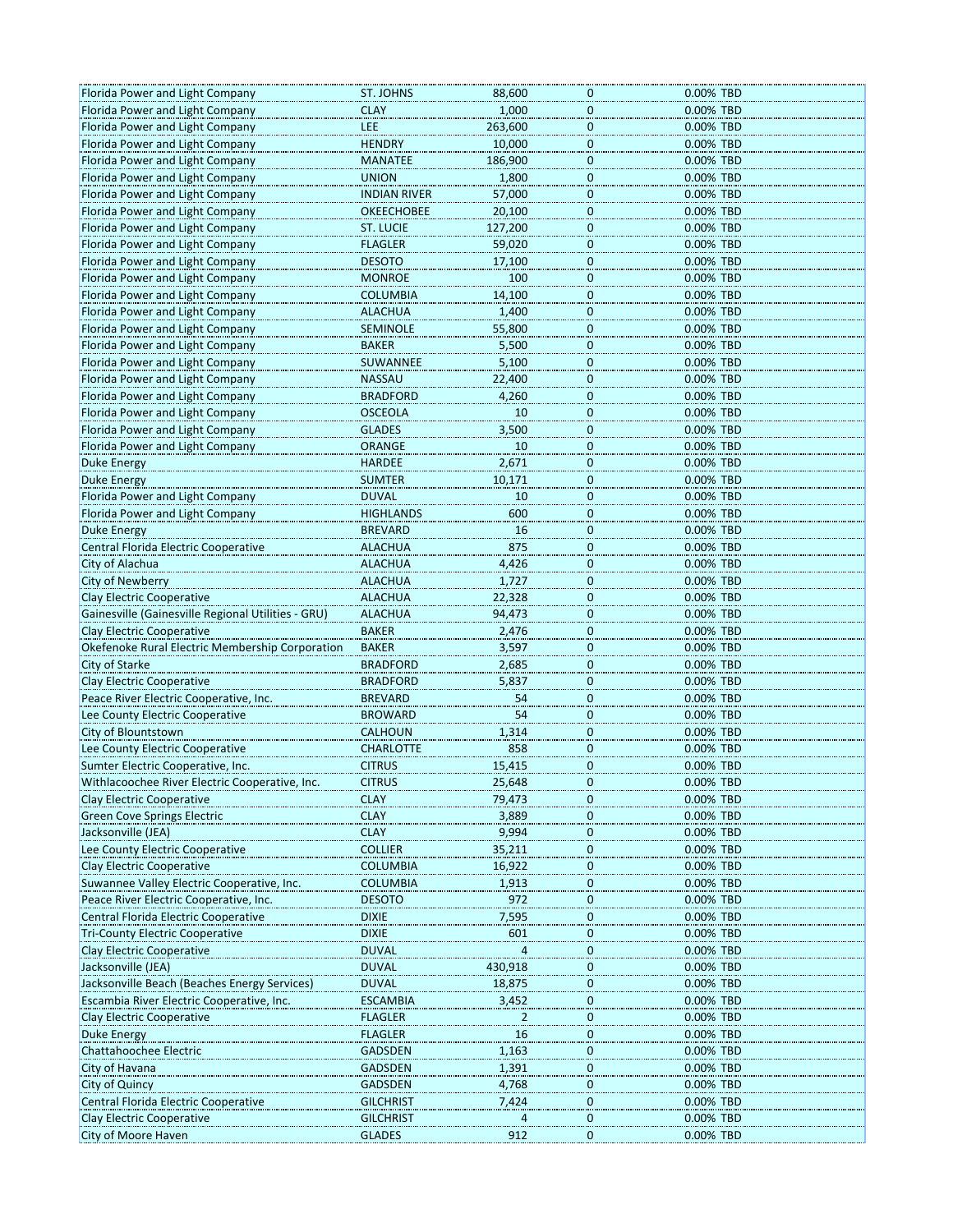| | | | | | |
|---|---|---|---|---|---|
| Florida Power and Light Company | ST. JOHNS | 88,600 | 0 | 0.00% | TBD |
| Florida Power and Light Company | CLAY | 1,000 | 0 | 0.00% | TBD |
| Florida Power and Light Company | LEE | 263,600 | 0 | 0.00% | TBD |
| Florida Power and Light Company | HENDRY | 10,000 | 0 | 0.00% | TBD |
| Florida Power and Light Company | MANATEE | 186,900 | 0 | 0.00% | TBD |
| Florida Power and Light Company | UNION | 1,800 | 0 | 0.00% | TBD |
| Florida Power and Light Company | INDIAN RIVER | 57,000 | 0 | 0.00% | TBD |
| Florida Power and Light Company | OKEECHOBEE | 20,100 | 0 | 0.00% | TBD |
| Florida Power and Light Company | ST. LUCIE | 127,200 | 0 | 0.00% | TBD |
| Florida Power and Light Company | FLAGLER | 59,020 | 0 | 0.00% | TBD |
| Florida Power and Light Company | DESOTO | 17,100 | 0 | 0.00% | TBD |
| Florida Power and Light Company | MONROE | 100 | 0 | 0.00% | TBD |
| Florida Power and Light Company | COLUMBIA | 14,100 | 0 | 0.00% | TBD |
| Florida Power and Light Company | ALACHUA | 1,400 | 0 | 0.00% | TBD |
| Florida Power and Light Company | SEMINOLE | 55,800 | 0 | 0.00% | TBD |
| Florida Power and Light Company | BAKER | 5,500 | 0 | 0.00% | TBD |
| Florida Power and Light Company | SUWANNEE | 5,100 | 0 | 0.00% | TBD |
| Florida Power and Light Company | NASSAU | 22,400 | 0 | 0.00% | TBD |
| Florida Power and Light Company | BRADFORD | 4,260 | 0 | 0.00% | TBD |
| Florida Power and Light Company | OSCEOLA | 10 | 0 | 0.00% | TBD |
| Florida Power and Light Company | GLADES | 3,500 | 0 | 0.00% | TBD |
| Florida Power and Light Company | ORANGE | 10 | 0 | 0.00% | TBD |
| Duke Energy | HARDEE | 2,671 | 0 | 0.00% | TBD |
| Duke Energy | SUMTER | 10,171 | 0 | 0.00% | TBD |
| Florida Power and Light Company | DUVAL | 10 | 0 | 0.00% | TBD |
| Florida Power and Light Company | HIGHLANDS | 600 | 0 | 0.00% | TBD |
| Duke Energy | BREVARD | 16 | 0 | 0.00% | TBD |
| Central Florida Electric Cooperative | ALACHUA | 875 | 0 | 0.00% | TBD |
| City of Alachua | ALACHUA | 4,426 | 0 | 0.00% | TBD |
| City of Newberry | ALACHUA | 1,727 | 0 | 0.00% | TBD |
| Clay Electric Cooperative | ALACHUA | 22,328 | 0 | 0.00% | TBD |
| Gainesville (Gainesville Regional Utilities - GRU) | ALACHUA | 94,473 | 0 | 0.00% | TBD |
| Clay Electric Cooperative | BAKER | 2,476 | 0 | 0.00% | TBD |
| Okefenoke Rural Electric Membership Corporation | BAKER | 3,597 | 0 | 0.00% | TBD |
| City of Starke | BRADFORD | 2,685 | 0 | 0.00% | TBD |
| Clay Electric Cooperative | BRADFORD | 5,837 | 0 | 0.00% | TBD |
| Peace River Electric Cooperative, Inc. | BREVARD | 54 | 0 | 0.00% | TBD |
| Lee County Electric Cooperative | BROWARD | 54 | 0 | 0.00% | TBD |
| City of Blountstown | CALHOUN | 1,314 | 0 | 0.00% | TBD |
| Lee County Electric Cooperative | CHARLOTTE | 858 | 0 | 0.00% | TBD |
| Sumter Electric Cooperative, Inc. | CITRUS | 15,415 | 0 | 0.00% | TBD |
| Withlacoochee River Electric Cooperative, Inc. | CITRUS | 25,648 | 0 | 0.00% | TBD |
| Clay Electric Cooperative | CLAY | 79,473 | 0 | 0.00% | TBD |
| Green Cove Springs Electric | CLAY | 3,889 | 0 | 0.00% | TBD |
| Jacksonville (JEA) | CLAY | 9,994 | 0 | 0.00% | TBD |
| Lee County Electric Cooperative | COLLIER | 35,211 | 0 | 0.00% | TBD |
| Clay Electric Cooperative | COLUMBIA | 16,922 | 0 | 0.00% | TBD |
| Suwannee Valley Electric Cooperative, Inc. | COLUMBIA | 1,913 | 0 | 0.00% | TBD |
| Peace River Electric Cooperative, Inc. | DESOTO | 972 | 0 | 0.00% | TBD |
| Central Florida Electric Cooperative | DIXIE | 7,595 | 0 | 0.00% | TBD |
| Tri-County Electric Cooperative | DIXIE | 601 | 0 | 0.00% | TBD |
| Clay Electric Cooperative | DUVAL | 4 | 0 | 0.00% | TBD |
| Jacksonville (JEA) | DUVAL | 430,918 | 0 | 0.00% | TBD |
| Jacksonville Beach (Beaches Energy Services) | DUVAL | 18,875 | 0 | 0.00% | TBD |
| Escambia River Electric Cooperative, Inc. | ESCAMBIA | 3,452 | 0 | 0.00% | TBD |
| Clay Electric Cooperative | FLAGLER | 2 | 0 | 0.00% | TBD |
| Duke Energy | FLAGLER | 16 | 0 | 0.00% | TBD |
| Chattahoochee Electric | GADSDEN | 1,163 | 0 | 0.00% | TBD |
| City of Havana | GADSDEN | 1,391 | 0 | 0.00% | TBD |
| City of Quincy | GADSDEN | 4,768 | 0 | 0.00% | TBD |
| Central Florida Electric Cooperative | GILCHRIST | 7,424 | 0 | 0.00% | TBD |
| Clay Electric Cooperative | GILCHRIST | 4 | 0 | 0.00% | TBD |
| City of Moore Haven | GLADES | 912 | 0 | | |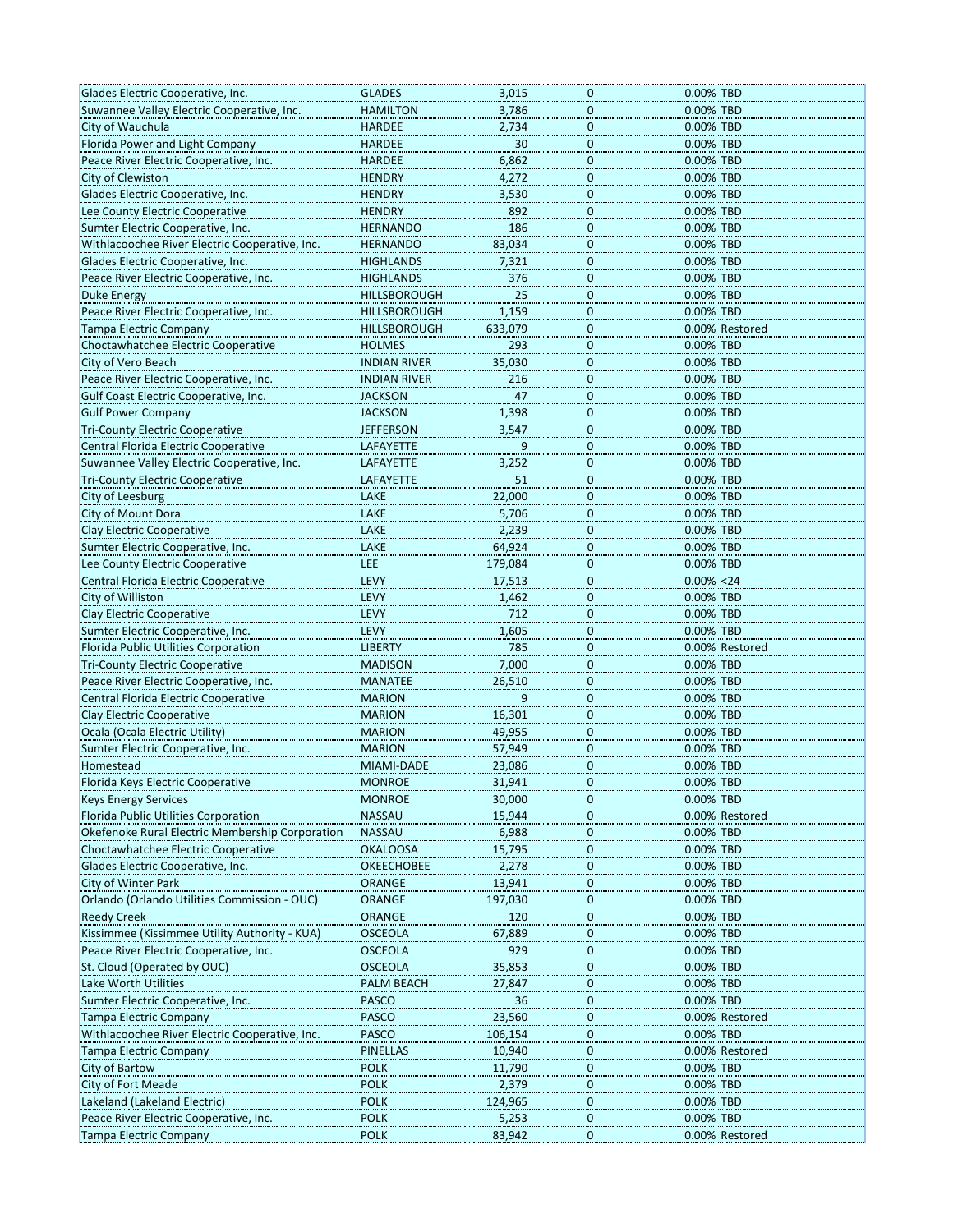| | | | | | |
|---|---|---|---|---|---|
| Glades Electric Cooperative, Inc. | GLADES | 3,015 | 0 | 0.00% | TBD |
| Suwannee Valley Electric Cooperative, Inc. | HAMILTON | 3,786 | 0 | 0.00% | TBD |
| City of Wauchula | HARDEE | 2,734 | 0 | 0.00% | TBD |
| Florida Power and Light Company | HARDEE | 30 | 0 | 0.00% | TBD |
| Peace River Electric Cooperative, Inc. | HARDEE | 6,862 | 0 | 0.00% | TBD |
| City of Clewiston | HENDRY | 4,272 | 0 | 0.00% | TBD |
| Glades Electric Cooperative, Inc. | HENDRY | 3,530 | 0 | 0.00% | TBD |
| Lee County Electric Cooperative | HENDRY | 892 | 0 | 0.00% | TBD |
| Sumter Electric Cooperative, Inc. | HERNANDO | 186 | 0 | 0.00% | TBD |
| Withlacoochee River Electric Cooperative, Inc. | HERNANDO | 83,034 | 0 | 0.00% | TBD |
| Glades Electric Cooperative, Inc. | HIGHLANDS | 7,321 | 0 | 0.00% | TBD |
| Peace River Electric Cooperative, Inc. | HIGHLANDS | 376 | 0 | 0.00% | TBD |
| Duke Energy | HILLSBOROUGH | 25 | 0 | 0.00% | TBD |
| Peace River Electric Cooperative, Inc. | HILLSBOROUGH | 1,159 | 0 | 0.00% | TBD |
| Tampa Electric Company | HILLSBOROUGH | 633,079 | 0 | 0.00% | Restored |
| Choctawhatchee Electric Cooperative | HOLMES | 293 | 0 | 0.00% | TBD |
| City of Vero Beach | INDIAN RIVER | 35,030 | 0 | 0.00% | TBD |
| Peace River Electric Cooperative, Inc. | INDIAN RIVER | 216 | 0 | 0.00% | TBD |
| Gulf Coast Electric Cooperative, Inc. | JACKSON | 47 | 0 | 0.00% | TBD |
| Gulf Power Company | JACKSON | 1,398 | 0 | 0.00% | TBD |
| Tri-County Electric Cooperative | JEFFERSON | 3,547 | 0 | 0.00% | TBD |
| Central Florida Electric Cooperative | LAFAYETTE | 9 | 0 | 0.00% | TBD |
| Suwannee Valley Electric Cooperative, Inc. | LAFAYETTE | 3,252 | 0 | 0.00% | TBD |
| Tri-County Electric Cooperative | LAFAYETTE | 51 | 0 | 0.00% | TBD |
| City of Leesburg | LAKE | 22,000 | 0 | 0.00% | TBD |
| City of Mount Dora | LAKE | 5,706 | 0 | 0.00% | TBD |
| Clay Electric Cooperative | LAKE | 2,239 | 0 | 0.00% | TBD |
| Sumter Electric Cooperative, Inc. | LAKE | 64,924 | 0 | 0.00% | TBD |
| Lee County Electric Cooperative | LEE | 179,084 | 0 | 0.00% | TBD |
| Central Florida Electric Cooperative | LEVY | 17,513 | 0 | 0.00% | <24 |
| City of Williston | LEVY | 1,462 | 0 | 0.00% | TBD |
| Clay Electric Cooperative | LEVY | 712 | 0 | 0.00% | TBD |
| Sumter Electric Cooperative, Inc. | LEVY | 1,605 | 0 | 0.00% | TBD |
| Florida Public Utilities Corporation | LIBERTY | 785 | 0 | 0.00% | Restored |
| Tri-County Electric Cooperative | MADISON | 7,000 | 0 | 0.00% | TBD |
| Peace River Electric Cooperative, Inc. | MANATEE | 26,510 | 0 | 0.00% | TBD |
| Central Florida Electric Cooperative | MARION | 9 | 0 | 0.00% | TBD |
| Clay Electric Cooperative | MARION | 16,301 | 0 | 0.00% | TBD |
| Ocala (Ocala Electric Utility) | MARION | 49,955 | 0 | 0.00% | TBD |
| Sumter Electric Cooperative, Inc. | MARION | 57,949 | 0 | 0.00% | TBD |
| Homestead | MIAMI-DADE | 23,086 | 0 | 0.00% | TBD |
| Florida Keys Electric Cooperative | MONROE | 31,941 | 0 | 0.00% | TBD |
| Keys Energy Services | MONROE | 30,000 | 0 | 0.00% | TBD |
| Florida Public Utilities Corporation | NASSAU | 15,944 | 0 | 0.00% | Restored |
| Okefenoke Rural Electric Membership Corporation | NASSAU | 6,988 | 0 | 0.00% | TBD |
| Choctawhatchee Electric Cooperative | OKALOOSA | 15,795 | 0 | 0.00% | TBD |
| Glades Electric Cooperative, Inc. | OKEECHOBEE | 2,278 | 0 | 0.00% | TBD |
| City of Winter Park | ORANGE | 13,941 | 0 | 0.00% | TBD |
| Orlando (Orlando Utilities Commission - OUC) | ORANGE | 197,030 | 0 | 0.00% | TBD |
| Reedy Creek | ORANGE | 120 | 0 | 0.00% | TBD |
| Kissimmee (Kissimmee Utility Authority - KUA) | OSCEOLA | 67,889 | 0 | 0.00% | TBD |
| Peace River Electric Cooperative, Inc. | OSCEOLA | 929 | 0 | 0.00% | TBD |
| St. Cloud (Operated by OUC) | OSCEOLA | 35,853 | 0 | 0.00% | TBD |
| Lake Worth Utilities | PALM BEACH | 27,847 | 0 | 0.00% | TBD |
| Sumter Electric Cooperative, Inc. | PASCO | 36 | 0 | 0.00% | TBD |
| Tampa Electric Company | PASCO | 23,560 | 0 | 0.00% | Restored |
| Withlacoochee River Electric Cooperative, Inc. | PASCO | 106,154 | 0 | 0.00% | TBD |
| Tampa Electric Company | PINELLAS | 10,940 | 0 | 0.00% | Restored |
| City of Bartow | POLK | 11,790 | 0 | 0.00% | TBD |
| City of Fort Meade | POLK | 2,379 | 0 | 0.00% | TBD |
| Lakeland (Lakeland Electric) | POLK | 124,965 | 0 | 0.00% | TBD |
| Peace River Electric Cooperative, Inc. | POLK | 5,253 | 0 | 0.00% | TBD |
| Tampa Electric Company | POLK | 83,942 | 0 | 0.00% | Restored |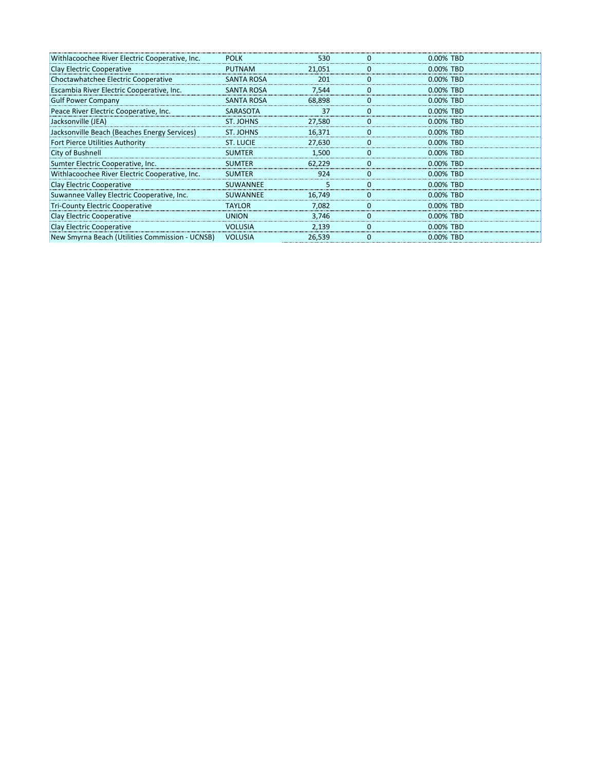| | | | | | |
|---|---|---|---|---|---|
| Withlacoochee River Electric Cooperative, Inc. | POLK | 530 | 0 | 0.00% | TBD |
| Clay Electric Cooperative | PUTNAM | 21,051 | 0 | 0.00% | TBD |
| Choctawhatchee Electric Cooperative | SANTA ROSA | 201 | 0 | 0.00% | TBD |
| Escambia River Electric Cooperative, Inc. | SANTA ROSA | 7,544 | 0 | 0.00% | TBD |
| Gulf Power Company | SANTA ROSA | 68,898 | 0 | 0.00% | TBD |
| Peace River Electric Cooperative, Inc. | SARASOTA | 37 | 0 | 0.00% | TBD |
| Jacksonville (JEA) | ST. JOHNS | 27,580 | 0 | 0.00% | TBD |
| Jacksonville Beach (Beaches Energy Services) | ST. JOHNS | 16,371 | 0 | 0.00% | TBD |
| Fort Pierce Utilities Authority | ST. LUCIE | 27,630 | 0 | 0.00% | TBD |
| City of Bushnell | SUMTER | 1,500 | 0 | 0.00% | TBD |
| Sumter Electric Cooperative, Inc. | SUMTER | 62,229 | 0 | 0.00% | TBD |
| Withlacoochee River Electric Cooperative, Inc. | SUMTER | 924 | 0 | 0.00% | TBD |
| Clay Electric Cooperative | SUWANNEE | 5 | 0 | 0.00% | TBD |
| Suwannee Valley Electric Cooperative, Inc. | SUWANNEE | 16,749 | 0 | 0.00% | TBD |
| Tri-County Electric Cooperative | TAYLOR | 7,082 | 0 | 0.00% | TBD |
| Clay Electric Cooperative | UNION | 3,746 | 0 | 0.00% | TBD |
| Clay Electric Cooperative | VOLUSIA | 2,139 | 0 | 0.00% | TBD |
| New Smyrna Beach (Utilities Commission - UCNSB) | VOLUSIA | 26,539 | 0 | 0.00% | TBD |